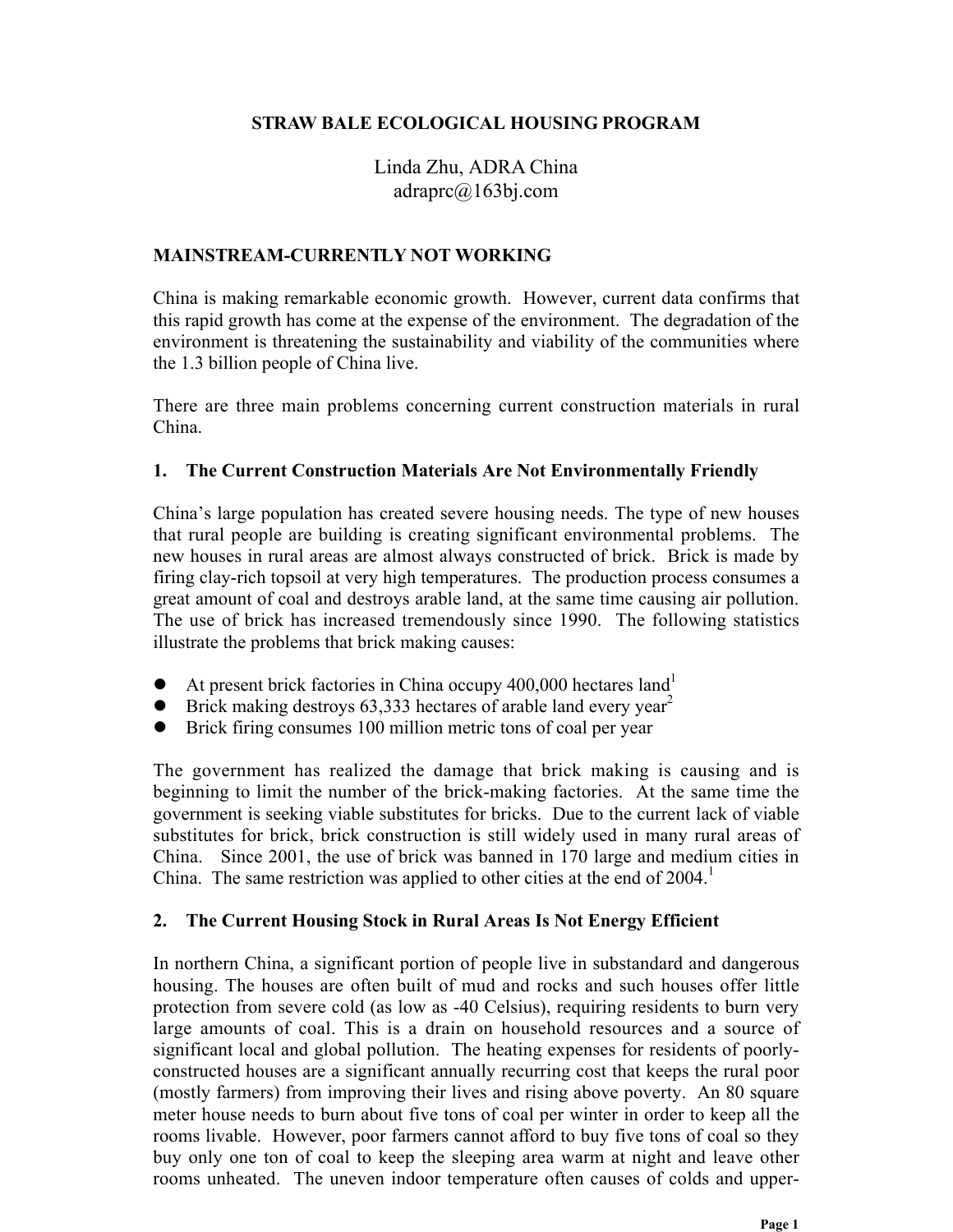# STRAW BALE ECOLOGICAL HOUSING PROGRAM

Linda Zhu, ADRA China
adraprc@163bj.com

## MAINSTREAM-CURRENTLY NOT WORKING

China is making remarkable economic growth. However, current data confirms that this rapid growth has come at the expense of the environment. The degradation of the environment is threatening the sustainability and viability of the communities where the 1.3 billion people of China live.

There are three main problems concerning current construction materials in rural China.

### 1. The Current Construction Materials Are Not Environmentally Friendly

China's large population has created severe housing needs. The type of new houses that rural people are building is creating significant environmental problems. The new houses in rural areas are almost always constructed of brick. Brick is made by firing clay-rich topsoil at very high temperatures. The production process consumes a great amount of coal and destroys arable land, at the same time causing air pollution. The use of brick has increased tremendously since 1990. The following statistics illustrate the problems that brick making causes:

- At present brick factories in China occupy 400,000 hectares land[1]
- Brick making destroys 63,333 hectares of arable land every year[2]
- Brick firing consumes 100 million metric tons of coal per year

The government has realized the damage that brick making is causing and is beginning to limit the number of the brick-making factories. At the same time the government is seeking viable substitutes for bricks. Due to the current lack of viable substitutes for brick, brick construction is still widely used in many rural areas of China. Since 2001, the use of brick was banned in 170 large and medium cities in China. The same restriction was applied to other cities at the end of 2004.[1]

### 2. The Current Housing Stock in Rural Areas Is Not Energy Efficient

In northern China, a significant portion of people live in substandard and dangerous housing. The houses are often built of mud and rocks and such houses offer little protection from severe cold (as low as -40 Celsius), requiring residents to burn very large amounts of coal. This is a drain on household resources and a source of significant local and global pollution. The heating expenses for residents of poorly-constructed houses are a significant annually recurring cost that keeps the rural poor (mostly farmers) from improving their lives and rising above poverty. An 80 square meter house needs to burn about five tons of coal per winter in order to keep all the rooms livable. However, poor farmers cannot afford to buy five tons of coal so they buy only one ton of coal to keep the sleeping area warm at night and leave other rooms unheated. The uneven indoor temperature often causes of colds and upper-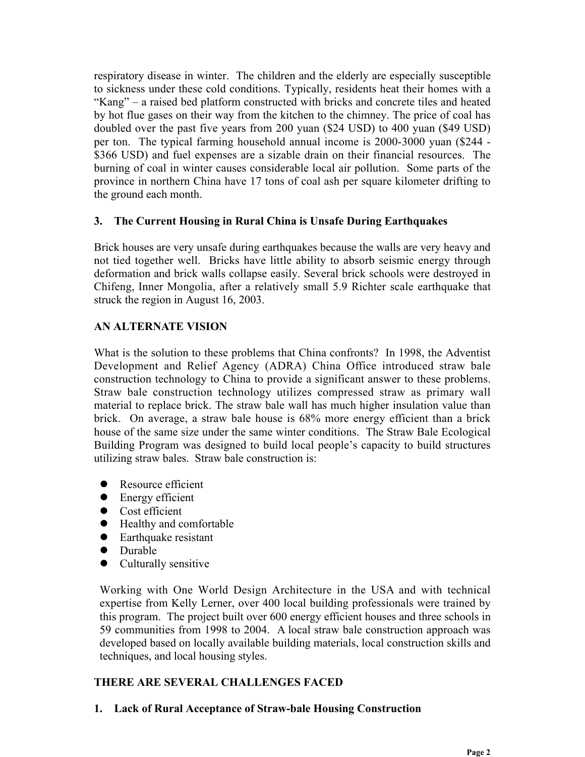respiratory disease in winter. The children and the elderly are especially susceptible to sickness under these cold conditions. Typically, residents heat their homes with a "Kang" – a raised bed platform constructed with bricks and concrete tiles and heated by hot flue gases on their way from the kitchen to the chimney. The price of coal has doubled over the past five years from 200 yuan ($24 USD) to 400 yuan ($49 USD) per ton. The typical farming household annual income is 2000-3000 yuan ($244 - $366 USD) and fuel expenses are a sizable drain on their financial resources. The burning of coal in winter causes considerable local air pollution. Some parts of the province in northern China have 17 tons of coal ash per square kilometer drifting to the ground each month.

### 3. The Current Housing in Rural China is Unsafe During Earthquakes

Brick houses are very unsafe during earthquakes because the walls are very heavy and not tied together well. Bricks have little ability to absorb seismic energy through deformation and brick walls collapse easily. Several brick schools were destroyed in Chifeng, Inner Mongolia, after a relatively small 5.9 Richter scale earthquake that struck the region in August 16, 2003.

## AN ALTERNATE VISION

What is the solution to these problems that China confronts? In 1998, the Adventist Development and Relief Agency (ADRA) China Office introduced straw bale construction technology to China to provide a significant answer to these problems. Straw bale construction technology utilizes compressed straw as primary wall material to replace brick. The straw bale wall has much higher insulation value than brick. On average, a straw bale house is 68% more energy efficient than a brick house of the same size under the same winter conditions. The Straw Bale Ecological Building Program was designed to build local people's capacity to build structures utilizing straw bales. Straw bale construction is:

- Resource efficient
- Energy efficient
- Cost efficient
- Healthy and comfortable
- Earthquake resistant
- Durable
- Culturally sensitive

Working with One World Design Architecture in the USA and with technical expertise from Kelly Lerner, over 400 local building professionals were trained by this program. The project built over 600 energy efficient houses and three schools in 59 communities from 1998 to 2004. A local straw bale construction approach was developed based on locally available building materials, local construction skills and techniques, and local housing styles.

## THERE ARE SEVERAL CHALLENGES FACED

### 1. Lack of Rural Acceptance of Straw-bale Housing Construction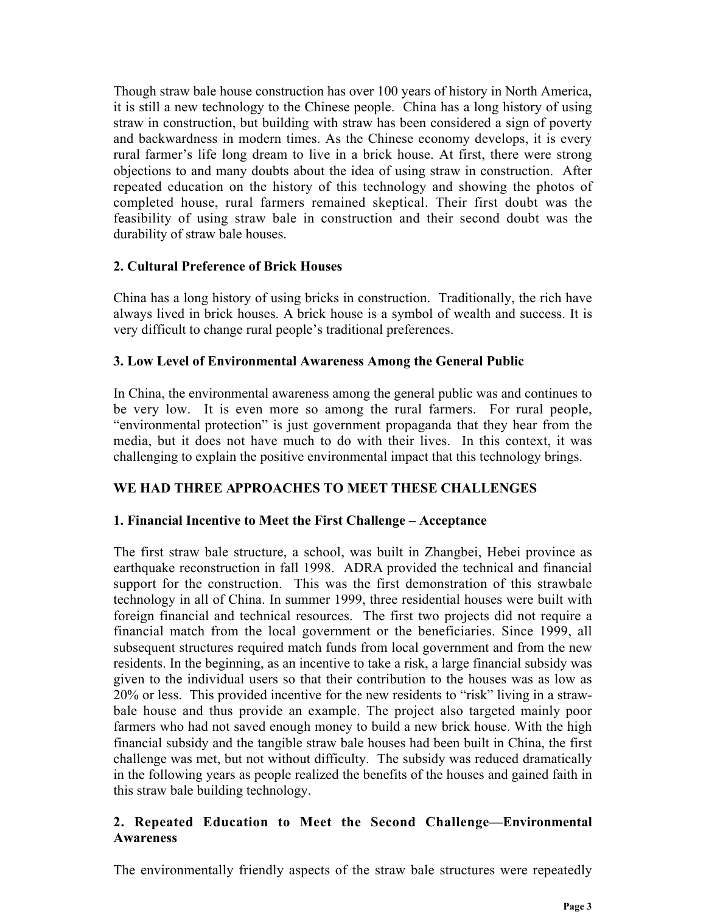Though straw bale house construction has over 100 years of history in North America, it is still a new technology to the Chinese people. China has a long history of using straw in construction, but building with straw has been considered a sign of poverty and backwardness in modern times. As the Chinese economy develops, it is every rural farmer's life long dream to live in a brick house. At first, there were strong objections to and many doubts about the idea of using straw in construction. After repeated education on the history of this technology and showing the photos of completed house, rural farmers remained skeptical. Their first doubt was the feasibility of using straw bale in construction and their second doubt was the durability of straw bale houses.

**2. Cultural Preference of Brick Houses**

China has a long history of using bricks in construction. Traditionally, the rich have always lived in brick houses. A brick house is a symbol of wealth and success. It is very difficult to change rural people's traditional preferences.

**3. Low Level of Environmental Awareness Among the General Public**

In China, the environmental awareness among the general public was and continues to be very low. It is even more so among the rural farmers. For rural people, "environmental protection" is just government propaganda that they hear from the media, but it does not have much to do with their lives. In this context, it was challenging to explain the positive environmental impact that this technology brings.

**WE HAD THREE APPROACHES TO MEET THESE CHALLENGES**

**1. Financial Incentive to Meet the First Challenge – Acceptance**

The first straw bale structure, a school, was built in Zhangbei, Hebei province as earthquake reconstruction in fall 1998. ADRA provided the technical and financial support for the construction. This was the first demonstration of this strawbale technology in all of China. In summer 1999, three residential houses were built with foreign financial and technical resources. The first two projects did not require a financial match from the local government or the beneficiaries. Since 1999, all subsequent structures required match funds from local government and from the new residents. In the beginning, as an incentive to take a risk, a large financial subsidy was given to the individual users so that their contribution to the houses was as low as 20% or less. This provided incentive for the new residents to "risk" living in a straw-bale house and thus provide an example. The project also targeted mainly poor farmers who had not saved enough money to build a new brick house. With the high financial subsidy and the tangible straw bale houses had been built in China, the first challenge was met, but not without difficulty. The subsidy was reduced dramatically in the following years as people realized the benefits of the houses and gained faith in this straw bale building technology.

**2. Repeated Education to Meet the Second Challenge—Environmental Awareness**

The environmentally friendly aspects of the straw bale structures were repeatedly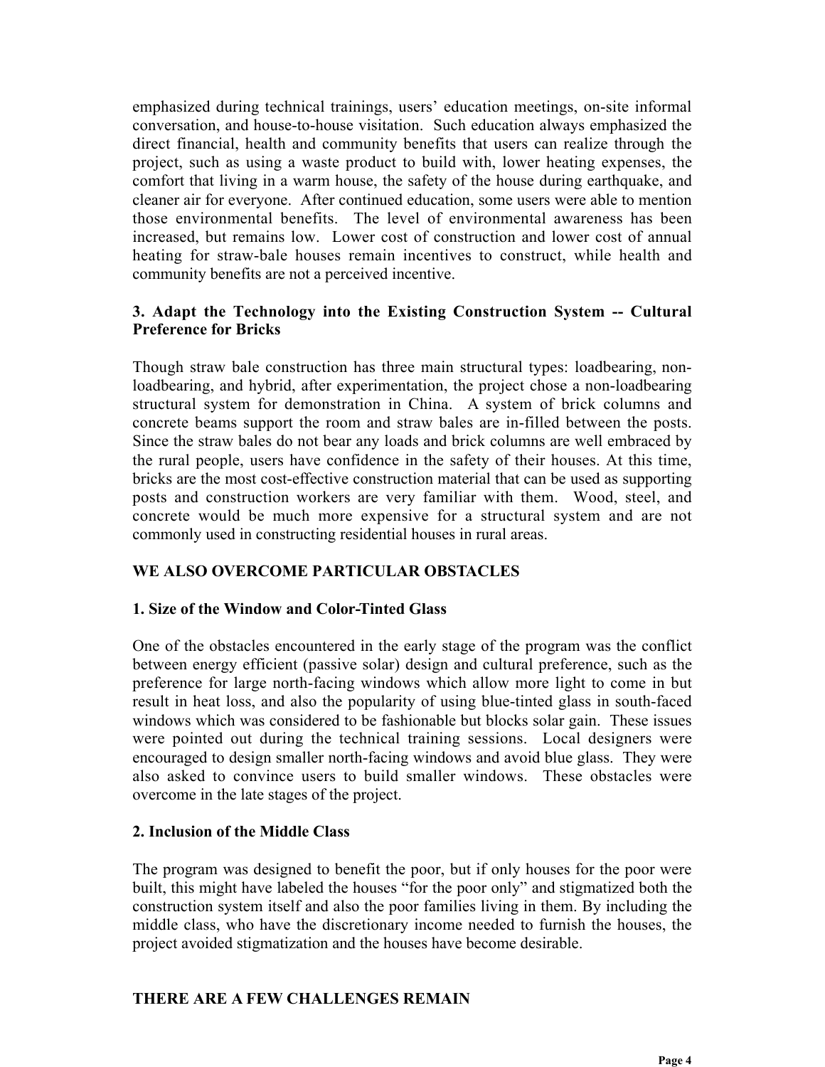emphasized during technical trainings, users' education meetings, on-site informal conversation, and house-to-house visitation. Such education always emphasized the direct financial, health and community benefits that users can realize through the project, such as using a waste product to build with, lower heating expenses, the comfort that living in a warm house, the safety of the house during earthquake, and cleaner air for everyone. After continued education, some users were able to mention those environmental benefits. The level of environmental awareness has been increased, but remains low. Lower cost of construction and lower cost of annual heating for straw-bale houses remain incentives to construct, while health and community benefits are not a perceived incentive.

### 3. Adapt the Technology into the Existing Construction System -- Cultural Preference for Bricks

Though straw bale construction has three main structural types: loadbearing, non-loadbearing, and hybrid, after experimentation, the project chose a non-loadbearing structural system for demonstration in China. A system of brick columns and concrete beams support the room and straw bales are in-filled between the posts. Since the straw bales do not bear any loads and brick columns are well embraced by the rural people, users have confidence in the safety of their houses. At this time, bricks are the most cost-effective construction material that can be used as supporting posts and construction workers are very familiar with them. Wood, steel, and concrete would be much more expensive for a structural system and are not commonly used in constructing residential houses in rural areas.

## WE ALSO OVERCOME PARTICULAR OBSTACLES

### 1. Size of the Window and Color-Tinted Glass

One of the obstacles encountered in the early stage of the program was the conflict between energy efficient (passive solar) design and cultural preference, such as the preference for large north-facing windows which allow more light to come in but result in heat loss, and also the popularity of using blue-tinted glass in south-faced windows which was considered to be fashionable but blocks solar gain. These issues were pointed out during the technical training sessions. Local designers were encouraged to design smaller north-facing windows and avoid blue glass. They were also asked to convince users to build smaller windows. These obstacles were overcome in the late stages of the project.

### 2. Inclusion of the Middle Class

The program was designed to benefit the poor, but if only houses for the poor were built, this might have labeled the houses "for the poor only" and stigmatized both the construction system itself and also the poor families living in them. By including the middle class, who have the discretionary income needed to furnish the houses, the project avoided stigmatization and the houses have become desirable.

## THERE ARE A FEW CHALLENGES REMAIN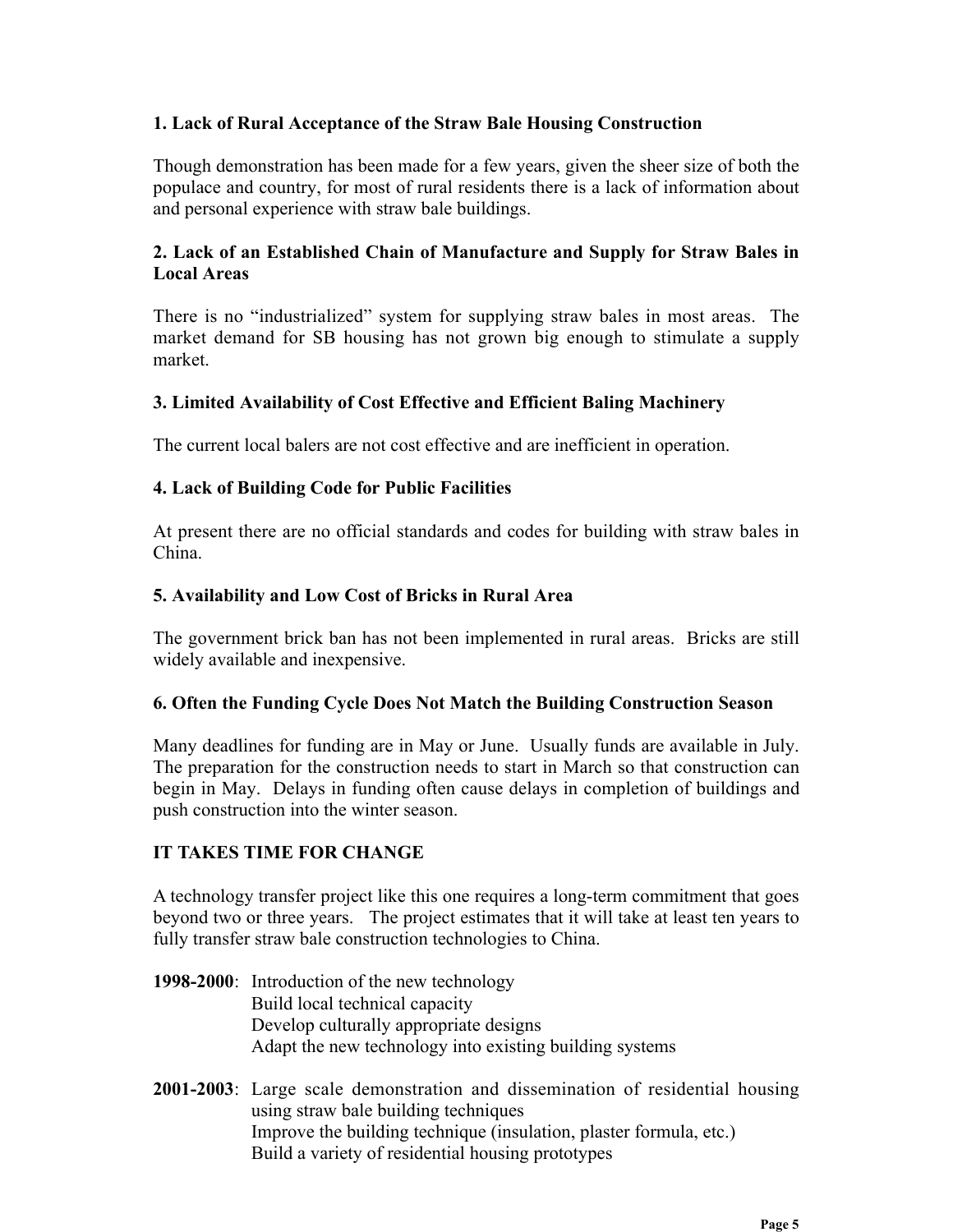### 1. Lack of Rural Acceptance of the Straw Bale Housing Construction

Though demonstration has been made for a few years, given the sheer size of both the populace and country, for most of rural residents there is a lack of information about and personal experience with straw bale buildings.

### 2. Lack of an Established Chain of Manufacture and Supply for Straw Bales in Local Areas

There is no "industrialized" system for supplying straw bales in most areas. The market demand for SB housing has not grown big enough to stimulate a supply market.

### 3. Limited Availability of Cost Effective and Efficient Baling Machinery

The current local balers are not cost effective and are inefficient in operation.

### 4. Lack of Building Code for Public Facilities

At present there are no official standards and codes for building with straw bales in China.

### 5. Availability and Low Cost of Bricks in Rural Area

The government brick ban has not been implemented in rural areas. Bricks are still widely available and inexpensive.

### 6. Often the Funding Cycle Does Not Match the Building Construction Season

Many deadlines for funding are in May or June. Usually funds are available in July. The preparation for the construction needs to start in March so that construction can begin in May. Delays in funding often cause delays in completion of buildings and push construction into the winter season.

## IT TAKES TIME FOR CHANGE

A technology transfer project like this one requires a long-term commitment that goes beyond two or three years. The project estimates that it will take at least ten years to fully transfer straw bale construction technologies to China.

**1998-2000**: Introduction of the new technology
Build local technical capacity
Develop culturally appropriate designs
Adapt the new technology into existing building systems

**2001-2003**: Large scale demonstration and dissemination of residential housing using straw bale building techniques
Improve the building technique (insulation, plaster formula, etc.)
Build a variety of residential housing prototypes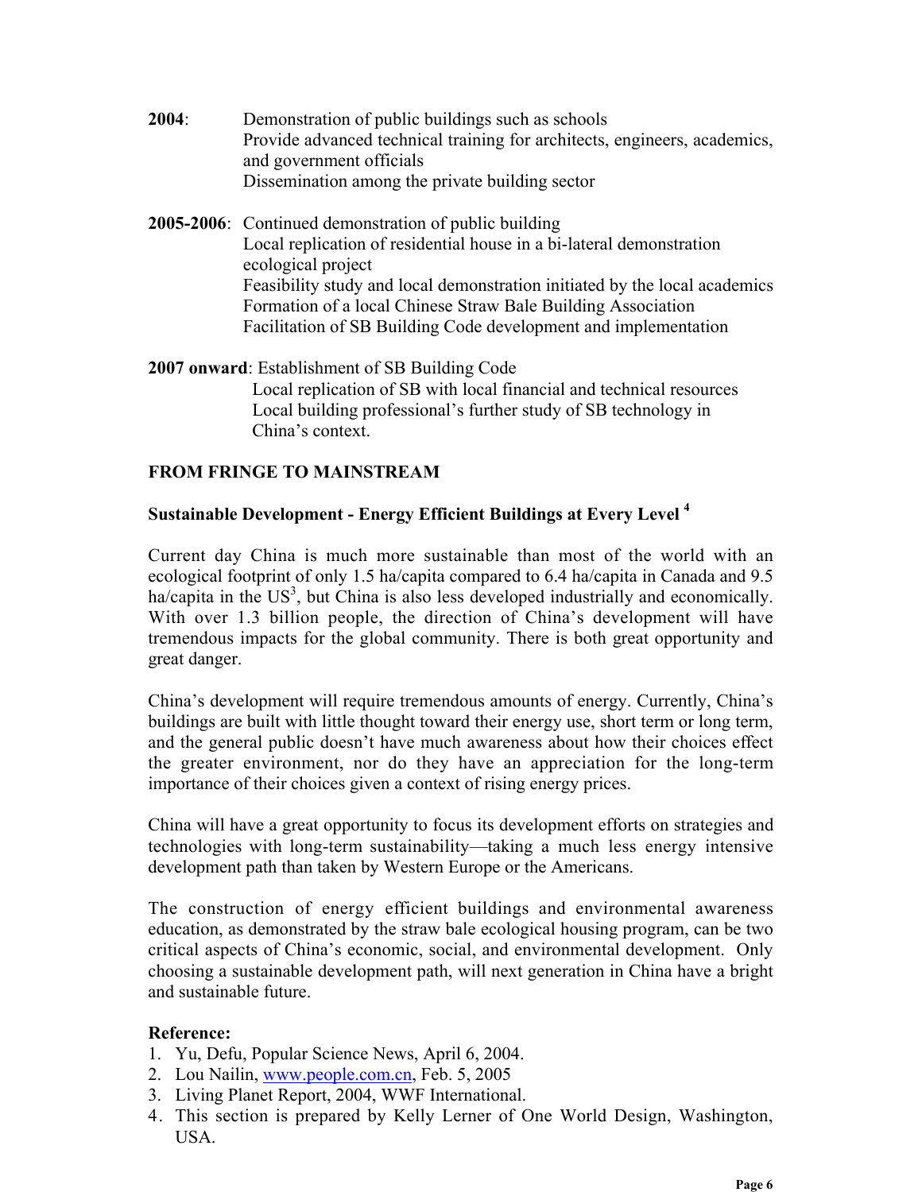**2004**: Demonstration of public buildings such as schools
Provide advanced technical training for architects, engineers, academics, and government officials
Dissemination among the private building sector

**2005-2006**: Continued demonstration of public building
Local replication of residential house in a bi-lateral demonstration ecological project
Feasibility study and local demonstration initiated by the local academics
Formation of a local Chinese Straw Bale Building Association
Facilitation of SB Building Code development and implementation

**2007 onward**: Establishment of SB Building Code
Local replication of SB with local financial and technical resources
Local building professional's further study of SB technology in China's context.

## FROM FRINGE TO MAINSTREAM

### Sustainable Development - Energy Efficient Buildings at Every Level [4]

Current day China is much more sustainable than most of the world with an ecological footprint of only 1.5 ha/capita compared to 6.4 ha/capita in Canada and 9.5 ha/capita in the US[3], but China is also less developed industrially and economically. With over 1.3 billion people, the direction of China's development will have tremendous impacts for the global community. There is both great opportunity and great danger.

China's development will require tremendous amounts of energy. Currently, China's buildings are built with little thought toward their energy use, short term or long term, and the general public doesn't have much awareness about how their choices effect the greater environment, nor do they have an appreciation for the long-term importance of their choices given a context of rising energy prices.

China will have a great opportunity to focus its development efforts on strategies and technologies with long-term sustainability—taking a much less energy intensive development path than taken by Western Europe or the Americans.

The construction of energy efficient buildings and environmental awareness education, as demonstrated by the straw bale ecological housing program, can be two critical aspects of China's economic, social, and environmental development. Only choosing a sustainable development path, will next generation in China have a bright and sustainable future.

**Reference:**

1. Yu, Defu, Popular Science News, April 6, 2004.
2. Lou Nailin, www.people.com.cn, Feb. 5, 2005
3. Living Planet Report, 2004, WWF International.
4. This section is prepared by Kelly Lerner of One World Design, Washington, USA.